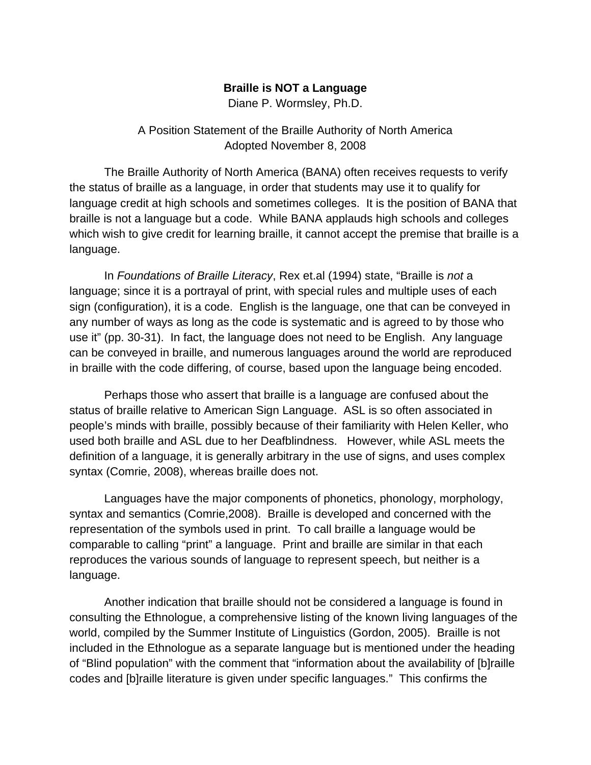# **Braille is NOT a Language**

Diane P. Wormsley, Ph.D.

A Position Statement of the Braille Authority of North America
Adopted November 8, 2008

The Braille Authority of North America (BANA) often receives requests to verify the status of braille as a language, in order that students may use it to qualify for language credit at high schools and sometimes colleges. It is the position of BANA that braille is not a language but a code. While BANA applauds high schools and colleges which wish to give credit for learning braille, it cannot accept the premise that braille is a language.

In *Foundations of Braille Literacy*, Rex et.al (1994) state, "Braille is *not* a language; since it is a portrayal of print, with special rules and multiple uses of each sign (configuration), it is a code. English is the language, one that can be conveyed in any number of ways as long as the code is systematic and is agreed to by those who use it" (pp. 30-31). In fact, the language does not need to be English. Any language can be conveyed in braille, and numerous languages around the world are reproduced in braille with the code differing, of course, based upon the language being encoded.

Perhaps those who assert that braille is a language are confused about the status of braille relative to American Sign Language. ASL is so often associated in people's minds with braille, possibly because of their familiarity with Helen Keller, who used both braille and ASL due to her Deafblindness. However, while ASL meets the definition of a language, it is generally arbitrary in the use of signs, and uses complex syntax (Comrie, 2008), whereas braille does not.

Languages have the major components of phonetics, phonology, morphology, syntax and semantics (Comrie,2008). Braille is developed and concerned with the representation of the symbols used in print. To call braille a language would be comparable to calling "print" a language. Print and braille are similar in that each reproduces the various sounds of language to represent speech, but neither is a language.

Another indication that braille should not be considered a language is found in consulting the Ethnologue, a comprehensive listing of the known living languages of the world, compiled by the Summer Institute of Linguistics (Gordon, 2005). Braille is not included in the Ethnologue as a separate language but is mentioned under the heading of "Blind population" with the comment that "information about the availability of [b]raille codes and [b]raille literature is given under specific languages." This confirms the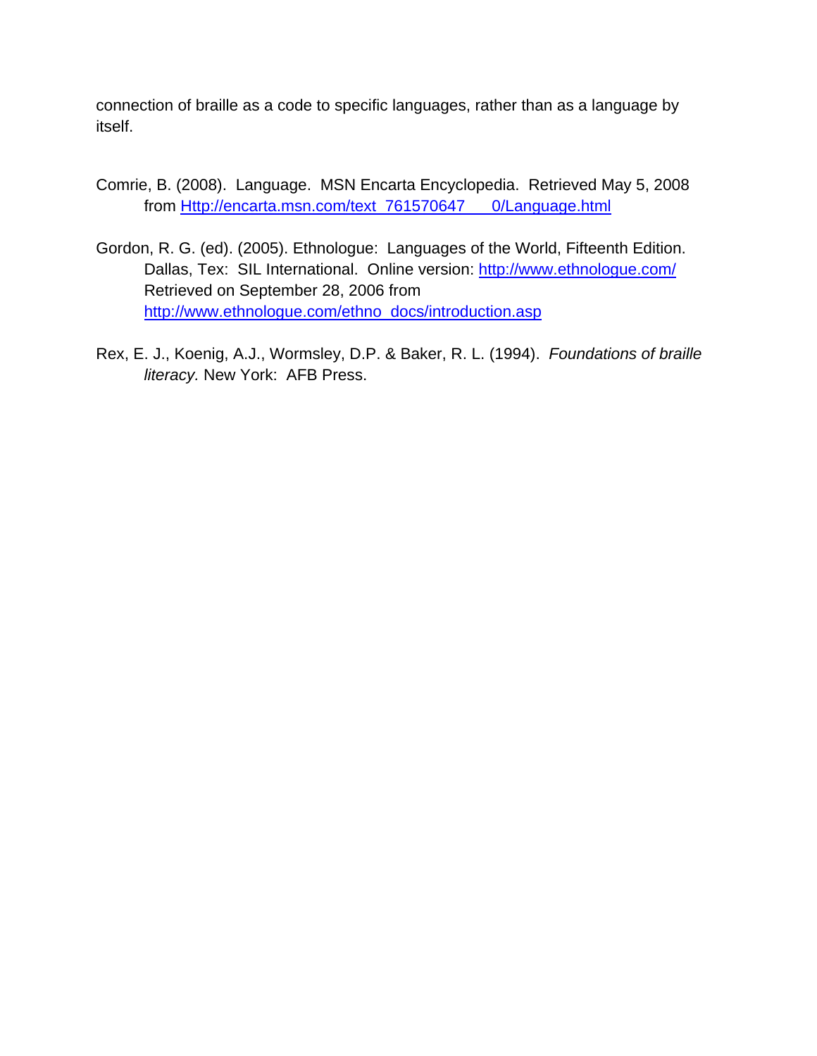connection of braille as a code to specific languages, rather than as a language by itself.

Comrie, B. (2008). Language. MSN Encarta Encyclopedia. Retrieved May 5, 2008 from Http://encarta.msn.com/text_761570647___0/Language.html

Gordon, R. G. (ed). (2005). Ethnologue: Languages of the World, Fifteenth Edition. Dallas, Tex: SIL International. Online version: http://www.ethnologue.com/ Retrieved on September 28, 2006 from http://www.ethnologue.com/ethno_docs/introduction.asp

Rex, E. J., Koenig, A.J., Wormsley, D.P. & Baker, R. L. (1994). *Foundations of braille literacy.* New York: AFB Press.